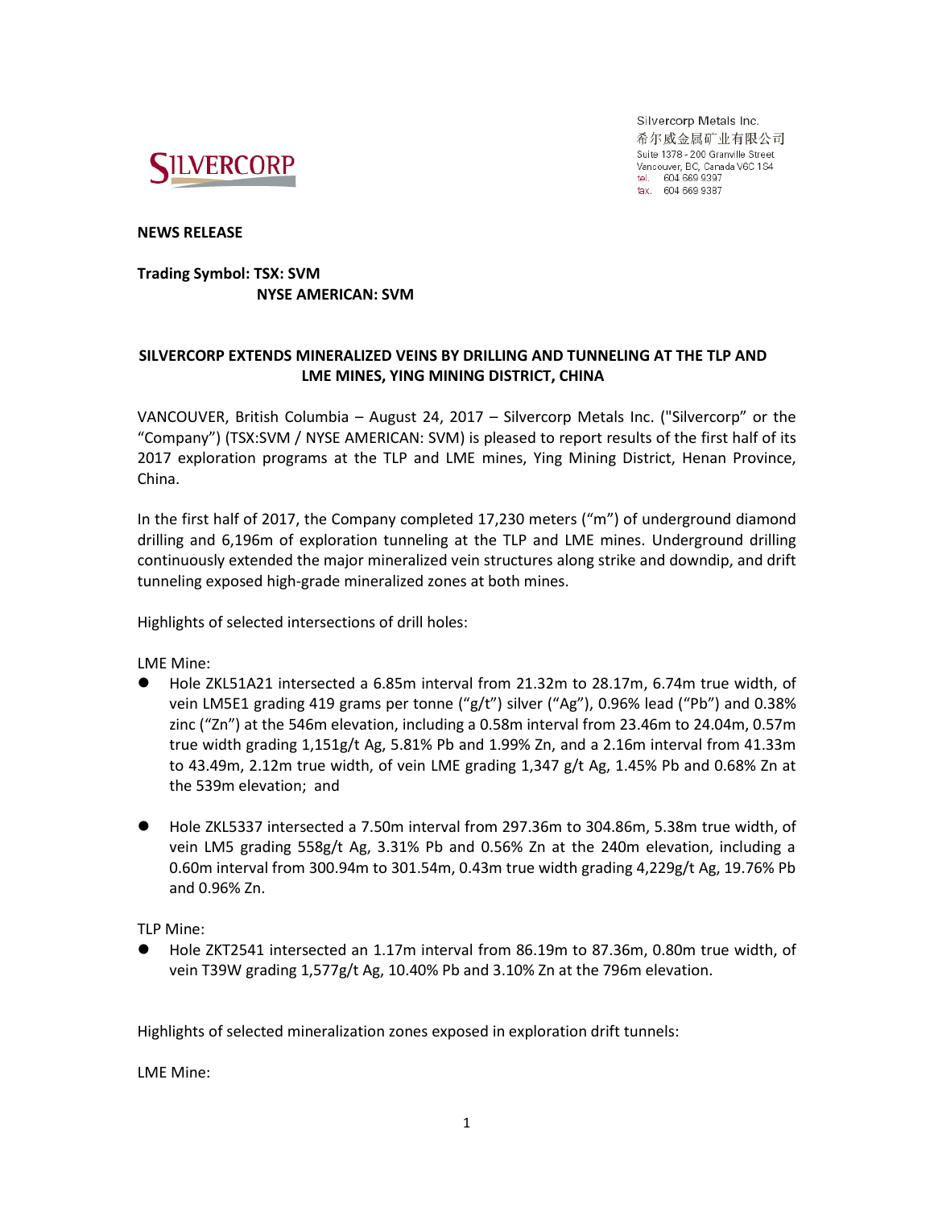SILVERCORP

Silvercorp Metals Inc.
希尔威金属矿业有限公司
Suite 1378 - 200 Granville Street
Vancouver, BC, Canada V6C 1S4
tel. 604 669 9397
fax. 604 669 9387

**NEWS RELEASE**

**Trading Symbol: TSX: SVM**
**NYSE AMERICAN: SVM**

**SILVERCORP EXTENDS MINERALIZED VEINS BY DRILLING AND TUNNELING AT THE TLP AND LME MINES, YING MINING DISTRICT, CHINA**

VANCOUVER, British Columbia – August 24, 2017 – Silvercorp Metals Inc. ("Silvercorp" or the "Company") (TSX:SVM / NYSE AMERICAN: SVM) is pleased to report results of the first half of its 2017 exploration programs at the TLP and LME mines, Ying Mining District, Henan Province, China.

In the first half of 2017, the Company completed 17,230 meters ("m") of underground diamond drilling and 6,196m of exploration tunneling at the TLP and LME mines. Underground drilling continuously extended the major mineralized vein structures along strike and downdip, and drift tunneling exposed high-grade mineralized zones at both mines.

Highlights of selected intersections of drill holes:

LME Mine:

- Hole ZKL51A21 intersected a 6.85m interval from 21.32m to 28.17m, 6.74m true width, of vein LM5E1 grading 419 grams per tonne ("g/t") silver ("Ag"), 0.96% lead ("Pb") and 0.38% zinc ("Zn") at the 546m elevation, including a 0.58m interval from 23.46m to 24.04m, 0.57m true width grading 1,151g/t Ag, 5.81% Pb and 1.99% Zn, and a 2.16m interval from 41.33m to 43.49m, 2.12m true width, of vein LME grading 1,347 g/t Ag, 1.45% Pb and 0.68% Zn at the 539m elevation; and

- Hole ZKL5337 intersected a 7.50m interval from 297.36m to 304.86m, 5.38m true width, of vein LM5 grading 558g/t Ag, 3.31% Pb and 0.56% Zn at the 240m elevation, including a 0.60m interval from 300.94m to 301.54m, 0.43m true width grading 4,229g/t Ag, 19.76% Pb and 0.96% Zn.

TLP Mine:

- Hole ZKT2541 intersected an 1.17m interval from 86.19m to 87.36m, 0.80m true width, of vein T39W grading 1,577g/t Ag, 10.40% Pb and 3.10% Zn at the 796m elevation.

Highlights of selected mineralization zones exposed in exploration drift tunnels:

LME Mine: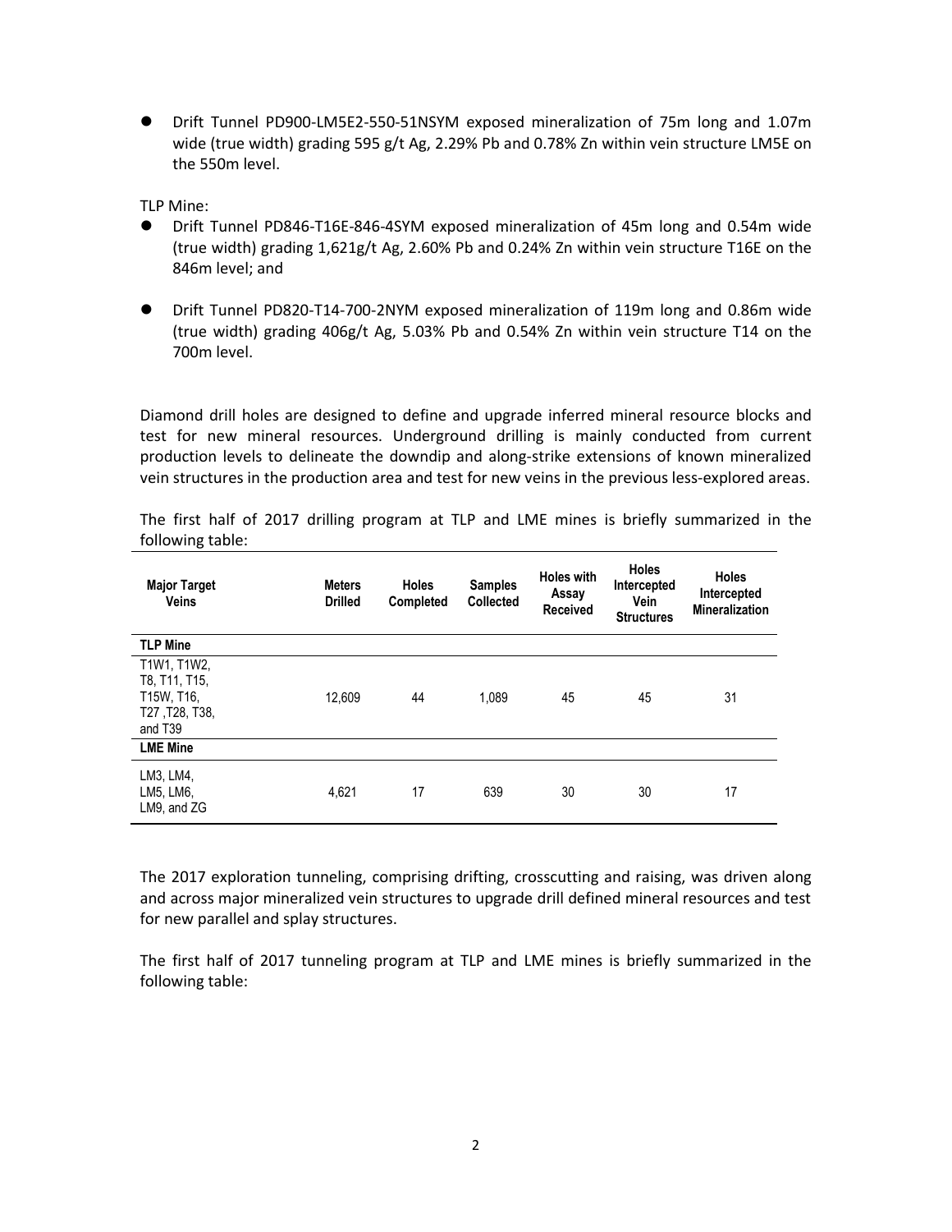- Drift Tunnel PD900-LM5E2-550-51NSYM exposed mineralization of 75m long and 1.07m wide (true width) grading 595 g/t Ag, 2.29% Pb and 0.78% Zn within vein structure LM5E on the 550m level.

TLP Mine:

- Drift Tunnel PD846-T16E-846-4SYM exposed mineralization of 45m long and 0.54m wide (true width) grading 1,621g/t Ag, 2.60% Pb and 0.24% Zn within vein structure T16E on the 846m level; and

- Drift Tunnel PD820-T14-700-2NYM exposed mineralization of 119m long and 0.86m wide (true width) grading 406g/t Ag, 5.03% Pb and 0.54% Zn within vein structure T14 on the 700m level.

Diamond drill holes are designed to define and upgrade inferred mineral resource blocks and test for new mineral resources. Underground drilling is mainly conducted from current production levels to delineate the downdip and along-strike extensions of known mineralized vein structures in the production area and test for new veins in the previous less-explored areas.

The first half of 2017 drilling program at TLP and LME mines is briefly summarized in the following table:

| Major Target Veins | Meters Drilled | Holes Completed | Samples Collected | Holes with Assay Received | Holes Intercepted Vein Structures | Holes Intercepted Mineralization |
|---|---|---|---|---|---|---|
| **TLP Mine** | | | | | | |
| T1W1, T1W2, T8, T11, T15, T15W, T16, T27 ,T28, T38, and T39 | 12,609 | 44 | 1,089 | 45 | 45 | 31 |
| **LME Mine** | | | | | | |
| LM3, LM4, LM5, LM6, LM9, and ZG | 4,621 | 17 | 639 | 30 | 30 | 17 |

The 2017 exploration tunneling, comprising drifting, crosscutting and raising, was driven along and across major mineralized vein structures to upgrade drill defined mineral resources and test for new parallel and splay structures.

The first half of 2017 tunneling program at TLP and LME mines is briefly summarized in the following table: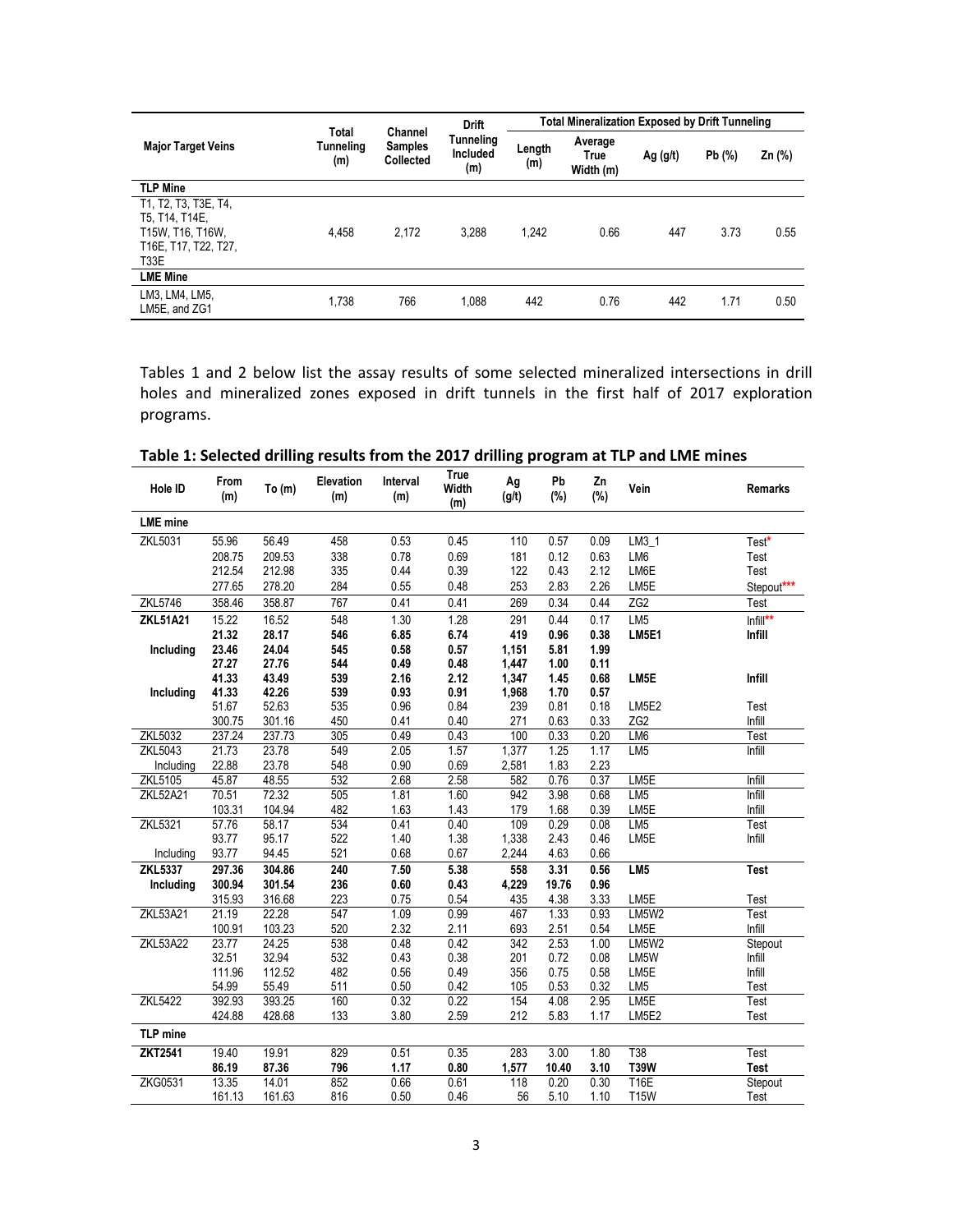| Major Target Veins | Total Tunneling (m) | Channel Samples Collected | Drift Tunneling Included (m) | Total Mineralization Exposed by Drift Tunneling | | | | |
|---|---|---|---|---|---|---|---|---|
| | | | | Length (m) | Average True Width (m) | Ag (g/t) | Pb (%) | Zn (%) |
| **TLP Mine** | | | | | | | | |
| T1, T2, T3, T3E, T4, T5, T14, T14E, T15W, T16, T16W, T16E, T17, T22, T27, T33E | 4,458 | 2,172 | 3,288 | 1,242 | 0.66 | 447 | 3.73 | 0.55 |
| **LME Mine** | | | | | | | | |
| LM3, LM4, LM5, LM5E, and ZG1 | 1,738 | 766 | 1,088 | 442 | 0.76 | 442 | 1.71 | 0.50 |

Tables 1 and 2 below list the assay results of some selected mineralized intersections in drill holes and mineralized zones exposed in drift tunnels in the first half of 2017 exploration programs.

**Table 1: Selected drilling results from the 2017 drilling program at TLP and LME mines**

| Hole ID | From (m) | To (m) | Elevation (m) | Interval (m) | True Width (m) | Ag (g/t) | Pb (%) | Zn (%) | Vein | Remarks |
|---|---|---|---|---|---|---|---|---|---|---|
| **LME mine** | | | | | | | | | | |
| ZKL5031 | 55.96 | 56.49 | 458 | 0.53 | 0.45 | 110 | 0.57 | 0.09 | LM3_1 | Test* |
| | 208.75 | 209.53 | 338 | 0.78 | 0.69 | 181 | 0.12 | 0.63 | LM6 | Test |
| | 212.54 | 212.98 | 335 | 0.44 | 0.39 | 122 | 0.43 | 2.12 | LM6E | Test |
| | 277.65 | 278.20 | 284 | 0.55 | 0.48 | 253 | 2.83 | 2.26 | LM5E | Stepout*** |
| ZKL5746 | 358.46 | 358.87 | 767 | 0.41 | 0.41 | 269 | 0.34 | 0.44 | ZG2 | Test |
| **ZKL51A21** | 15.22 | 16.52 | 548 | 1.30 | 1.28 | 291 | 0.44 | 0.17 | LM5 | Infill** |
| | **21.32** | **28.17** | **546** | **6.85** | **6.74** | **419** | **0.96** | **0.38** | **LM5E1** | **Infill** |
| **Including** | **23.46** | **24.04** | **545** | **0.58** | **0.57** | **1,151** | **5.81** | **1.99** | | |
| | **27.27** | **27.76** | **544** | **0.49** | **0.48** | **1,447** | **1.00** | **0.11** | | |
| | **41.33** | **43.49** | **539** | **2.16** | **2.12** | **1,347** | **1.45** | **0.68** | **LM5E** | **Infill** |
| **Including** | **41.33** | **42.26** | **539** | **0.93** | **0.91** | **1,968** | **1.70** | **0.57** | | |
| | 51.67 | 52.63 | 535 | 0.96 | 0.84 | 239 | 0.81 | 0.18 | LM5E2 | Test |
| | 300.75 | 301.16 | 450 | 0.41 | 0.40 | 271 | 0.63 | 0.33 | ZG2 | Infill |
| ZKL5032 | 237.24 | 237.73 | 305 | 0.49 | 0.43 | 100 | 0.33 | 0.20 | LM6 | Test |
| ZKL5043 | 21.73 | 23.78 | 549 | 2.05 | 1.57 | 1,377 | 1.25 | 1.17 | LM5 | Infill |
| Including | 22.88 | 23.78 | 548 | 0.90 | 0.69 | 2,581 | 1.83 | 2.23 | | |
| ZKL5105 | 45.87 | 48.55 | 532 | 2.68 | 2.58 | 582 | 0.76 | 0.37 | LM5E | Infill |
| ZKL52A21 | 70.51 | 72.32 | 505 | 1.81 | 1.60 | 942 | 3.98 | 0.68 | LM5 | Infill |
| | 103.31 | 104.94 | 482 | 1.63 | 1.43 | 179 | 1.68 | 0.39 | LM5E | Infill |
| ZKL5321 | 57.76 | 58.17 | 534 | 0.41 | 0.40 | 109 | 0.29 | 0.08 | LM5 | Test |
| | 93.77 | 95.17 | 522 | 1.40 | 1.38 | 1,338 | 2.43 | 0.46 | LM5E | Infill |
| Including | 93.77 | 94.45 | 521 | 0.68 | 0.67 | 2,244 | 4.63 | 0.66 | | |
| **ZKL5337** | **297.36** | **304.86** | **240** | **7.50** | **5.38** | **558** | **3.31** | **0.56** | **LM5** | **Test** |
| **Including** | **300.94** | **301.54** | **236** | **0.60** | **0.43** | **4,229** | **19.76** | **0.96** | | |
| | 315.93 | 316.68 | 223 | 0.75 | 0.54 | 435 | 4.38 | 3.33 | LM5E | Test |
| ZKL53A21 | 21.19 | 22.28 | 547 | 1.09 | 0.99 | 467 | 1.33 | 0.93 | LM5W2 | Test |
| | 100.91 | 103.23 | 520 | 2.32 | 2.11 | 693 | 2.51 | 0.54 | LM5E | Infill |
| ZKL53A22 | 23.77 | 24.25 | 538 | 0.48 | 0.42 | 342 | 2.53 | 1.00 | LM5W2 | Stepout |
| | 32.51 | 32.94 | 532 | 0.43 | 0.38 | 201 | 0.72 | 0.08 | LM5W | Infill |
| | 111.96 | 112.52 | 482 | 0.56 | 0.49 | 356 | 0.75 | 0.58 | LM5E | Infill |
| | 54.99 | 55.49 | 511 | 0.50 | 0.42 | 105 | 0.53 | 0.32 | LM5 | Test |
| ZKL5422 | 392.93 | 393.25 | 160 | 0.32 | 0.22 | 154 | 4.08 | 2.95 | LM5E | Test |
| | 424.88 | 428.68 | 133 | 3.80 | 2.59 | 212 | 5.83 | 1.17 | LM5E2 | Test |
| **TLP mine** | | | | | | | | | | |
| **ZKT2541** | 19.40 | 19.91 | 829 | 0.51 | 0.35 | 283 | 3.00 | 1.80 | T38 | Test |
| | **86.19** | **87.36** | **796** | **1.17** | **0.80** | **1,577** | **10.40** | **3.10** | **T39W** | **Test** |
| ZKG0531 | 13.35 | 14.01 | 852 | 0.66 | 0.61 | 118 | 0.20 | 0.30 | T16E | Stepout |
| | 161.13 | 161.63 | 816 | 0.50 | 0.46 | 56 | 5.10 | 1.10 | T15W | Test |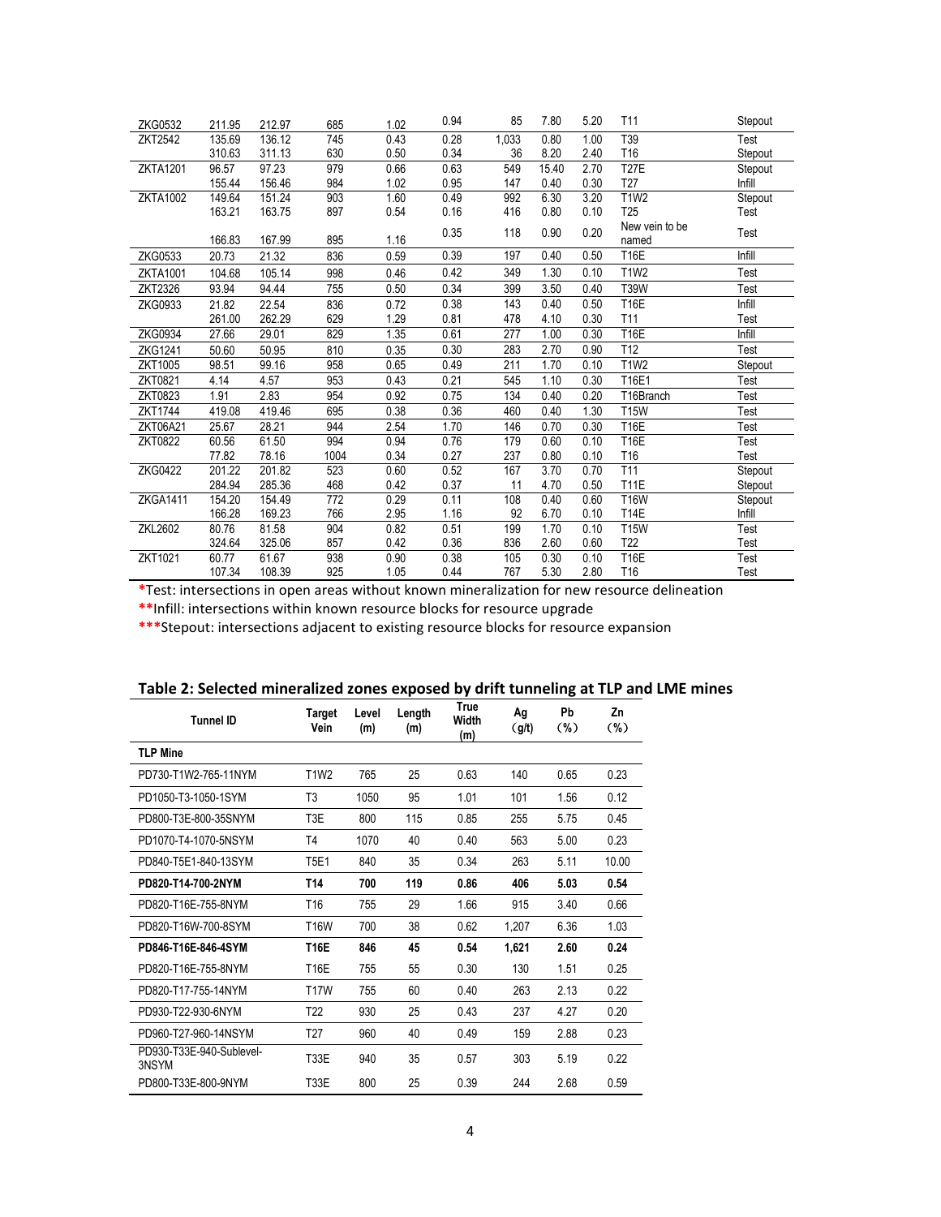| ZKG0532 | 211.95 | 212.97 | 685 | 1.02 | 0.94 | 85 | 7.80 | 5.20 | T11 | Stepout |
|---|---|---|---|---|---|---|---|---|---|---|
| ZKT2542 | 135.69 | 136.12 | 745 | 0.43 | 0.28 | 1,033 | 0.80 | 1.00 | T39 | Test |
| | 310.63 | 311.13 | 630 | 0.50 | 0.34 | 36 | 8.20 | 2.40 | T16 | Stepout |
| ZKTA1201 | 96.57 | 97.23 | 979 | 0.66 | 0.63 | 549 | 15.40 | 2.70 | T27E | Stepout |
| | 155.44 | 156.46 | 984 | 1.02 | 0.95 | 147 | 0.40 | 0.30 | T27 | Infill |
| ZKTA1002 | 149.64 | 151.24 | 903 | 1.60 | 0.49 | 992 | 6.30 | 3.20 | T1W2 | Stepout |
| | 163.21 | 163.75 | 897 | 0.54 | 0.16 | 416 | 0.80 | 0.10 | T25 | Test |
| | 166.83 | 167.99 | 895 | 1.16 | 0.35 | 118 | 0.90 | 0.20 | New vein to be named | Test |
| ZKG0533 | 20.73 | 21.32 | 836 | 0.59 | 0.39 | 197 | 0.40 | 0.50 | T16E | Infill |
| ZKTA1001 | 104.68 | 105.14 | 998 | 0.46 | 0.42 | 349 | 1.30 | 0.10 | T1W2 | Test |
| ZKT2326 | 93.94 | 94.44 | 755 | 0.50 | 0.34 | 399 | 3.50 | 0.40 | T39W | Test |
| ZKG0933 | 21.82 | 22.54 | 836 | 0.72 | 0.38 | 143 | 0.40 | 0.50 | T16E | Infill |
| | 261.00 | 262.29 | 629 | 1.29 | 0.81 | 478 | 4.10 | 0.30 | T11 | Test |
| ZKG0934 | 27.66 | 29.01 | 829 | 1.35 | 0.61 | 277 | 1.00 | 0.30 | T16E | Infill |
| ZKG1241 | 50.60 | 50.95 | 810 | 0.35 | 0.30 | 283 | 2.70 | 0.90 | T12 | Test |
| ZKT1005 | 98.51 | 99.16 | 958 | 0.65 | 0.49 | 211 | 1.70 | 0.10 | T1W2 | Stepout |
| ZKT0821 | 4.14 | 4.57 | 953 | 0.43 | 0.21 | 545 | 1.10 | 0.30 | T16E1 | Test |
| ZKT0823 | 1.91 | 2.83 | 954 | 0.92 | 0.75 | 134 | 0.40 | 0.20 | T16Branch | Test |
| ZKT1744 | 419.08 | 419.46 | 695 | 0.38 | 0.36 | 460 | 0.40 | 1.30 | T15W | Test |
| ZKT06A21 | 25.67 | 28.21 | 944 | 2.54 | 1.70 | 146 | 0.70 | 0.30 | T16E | Test |
| ZKT0822 | 60.56 | 61.50 | 994 | 0.94 | 0.76 | 179 | 0.60 | 0.10 | T16E | Test |
| | 77.82 | 78.16 | 1004 | 0.34 | 0.27 | 237 | 0.80 | 0.10 | T16 | Test |
| ZKG0422 | 201.22 | 201.82 | 523 | 0.60 | 0.52 | 167 | 3.70 | 0.70 | T11 | Stepout |
| | 284.94 | 285.36 | 468 | 0.42 | 0.37 | 11 | 4.70 | 0.50 | T11E | Stepout |
| ZKGA1411 | 154.20 | 154.49 | 772 | 0.29 | 0.11 | 108 | 0.40 | 0.60 | T16W | Stepout |
| | 166.28 | 169.23 | 766 | 2.95 | 1.16 | 92 | 6.70 | 0.10 | T14E | Infill |
| ZKL2602 | 80.76 | 81.58 | 904 | 0.82 | 0.51 | 199 | 1.70 | 0.10 | T15W | Test |
| | 324.64 | 325.06 | 857 | 0.42 | 0.36 | 836 | 2.60 | 0.60 | T22 | Test |
| ZKT1021 | 60.77 | 61.67 | 938 | 0.90 | 0.38 | 105 | 0.30 | 0.10 | T16E | Test |
| | 107.34 | 108.39 | 925 | 1.05 | 0.44 | 767 | 5.30 | 2.80 | T16 | Test |

*Test: intersections in open areas without known mineralization for new resource delineation

**Infill: intersections within known resource blocks for resource upgrade

***Stepout: intersections adjacent to existing resource blocks for resource expansion

## Table 2: Selected mineralized zones exposed by drift tunneling at TLP and LME mines

| Tunnel ID | Target Vein | Level (m) | Length (m) | True Width (m) | Ag (g/t) | Pb (%) | Zn (%) |
|---|---|---|---|---|---|---|---|
| **TLP Mine** | | | | | | | |
| PD730-T1W2-765-11NYM | T1W2 | 765 | 25 | 0.63 | 140 | 0.65 | 0.23 |
| PD1050-T3-1050-1SYM | T3 | 1050 | 95 | 1.01 | 101 | 1.56 | 0.12 |
| PD800-T3E-800-35SNYM | T3E | 800 | 115 | 0.85 | 255 | 5.75 | 0.45 |
| PD1070-T4-1070-5NSYM | T4 | 1070 | 40 | 0.40 | 563 | 5.00 | 0.23 |
| PD840-T5E1-840-13SYM | T5E1 | 840 | 35 | 0.34 | 263 | 5.11 | 10.00 |
| **PD820-T14-700-2NYM** | **T14** | **700** | **119** | **0.86** | **406** | **5.03** | **0.54** |
| PD820-T16E-755-8NYM | T16 | 755 | 29 | 1.66 | 915 | 3.40 | 0.66 |
| PD820-T16W-700-8SYM | T16W | 700 | 38 | 0.62 | 1,207 | 6.36 | 1.03 |
| **PD846-T16E-846-4SYM** | **T16E** | **846** | **45** | **0.54** | **1,621** | **2.60** | **0.24** |
| PD820-T16E-755-8NYM | T16E | 755 | 55 | 0.30 | 130 | 1.51 | 0.25 |
| PD820-T17-755-14NYM | T17W | 755 | 60 | 0.40 | 263 | 2.13 | 0.22 |
| PD930-T22-930-6NYM | T22 | 930 | 25 | 0.43 | 237 | 4.27 | 0.20 |
| PD960-T27-960-14NSYM | T27 | 960 | 40 | 0.49 | 159 | 2.88 | 0.23 |
| PD930-T33E-940-Sublevel-3NSYM | T33E | 940 | 35 | 0.57 | 303 | 5.19 | 0.22 |
| PD800-T33E-800-9NYM | T33E | 800 | 25 | 0.39 | 244 | 2.68 | 0.59 |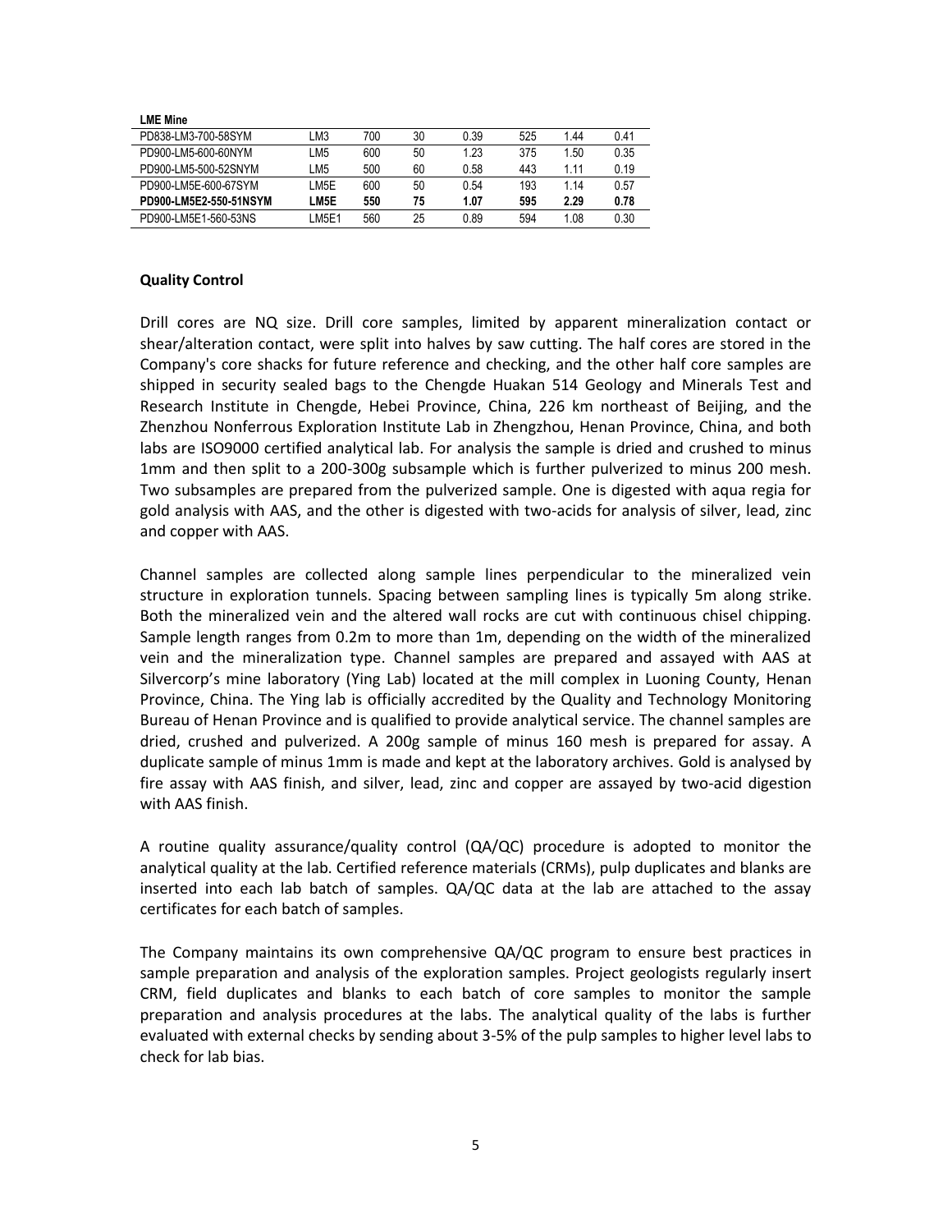| LME Mine | | | | | | | |
|---|---|---|---|---|---|---|---|
| PD838-LM3-700-58SYM | LM3 | 700 | 30 | 0.39 | 525 | 1.44 | 0.41 |
| PD900-LM5-600-60NYM | LM5 | 600 | 50 | 1.23 | 375 | 1.50 | 0.35 |
| PD900-LM5-500-52SNYM | LM5 | 500 | 60 | 0.58 | 443 | 1.11 | 0.19 |
| PD900-LM5E-600-67SYM | LM5E | 600 | 50 | 0.54 | 193 | 1.14 | 0.57 |
| **PD900-LM5E2-550-51NSYM** | **LM5E** | **550** | **75** | **1.07** | **595** | **2.29** | **0.78** |
| PD900-LM5E1-560-53NS | LM5E1 | 560 | 25 | 0.89 | 594 | 1.08 | 0.30 |

**Quality Control**

Drill cores are NQ size. Drill core samples, limited by apparent mineralization contact or shear/alteration contact, were split into halves by saw cutting. The half cores are stored in the Company's core shacks for future reference and checking, and the other half core samples are shipped in security sealed bags to the Chengde Huakan 514 Geology and Minerals Test and Research Institute in Chengde, Hebei Province, China, 226 km northeast of Beijing, and the Zhenzhou Nonferrous Exploration Institute Lab in Zhengzhou, Henan Province, China, and both labs are ISO9000 certified analytical lab. For analysis the sample is dried and crushed to minus 1mm and then split to a 200-300g subsample which is further pulverized to minus 200 mesh. Two subsamples are prepared from the pulverized sample. One is digested with aqua regia for gold analysis with AAS, and the other is digested with two-acids for analysis of silver, lead, zinc and copper with AAS.

Channel samples are collected along sample lines perpendicular to the mineralized vein structure in exploration tunnels. Spacing between sampling lines is typically 5m along strike. Both the mineralized vein and the altered wall rocks are cut with continuous chisel chipping. Sample length ranges from 0.2m to more than 1m, depending on the width of the mineralized vein and the mineralization type. Channel samples are prepared and assayed with AAS at Silvercorp's mine laboratory (Ying Lab) located at the mill complex in Luoning County, Henan Province, China. The Ying lab is officially accredited by the Quality and Technology Monitoring Bureau of Henan Province and is qualified to provide analytical service. The channel samples are dried, crushed and pulverized. A 200g sample of minus 160 mesh is prepared for assay. A duplicate sample of minus 1mm is made and kept at the laboratory archives. Gold is analysed by fire assay with AAS finish, and silver, lead, zinc and copper are assayed by two-acid digestion with AAS finish.

A routine quality assurance/quality control (QA/QC) procedure is adopted to monitor the analytical quality at the lab. Certified reference materials (CRMs), pulp duplicates and blanks are inserted into each lab batch of samples. QA/QC data at the lab are attached to the assay certificates for each batch of samples.

The Company maintains its own comprehensive QA/QC program to ensure best practices in sample preparation and analysis of the exploration samples. Project geologists regularly insert CRM, field duplicates and blanks to each batch of core samples to monitor the sample preparation and analysis procedures at the labs. The analytical quality of the labs is further evaluated with external checks by sending about 3-5% of the pulp samples to higher level labs to check for lab bias.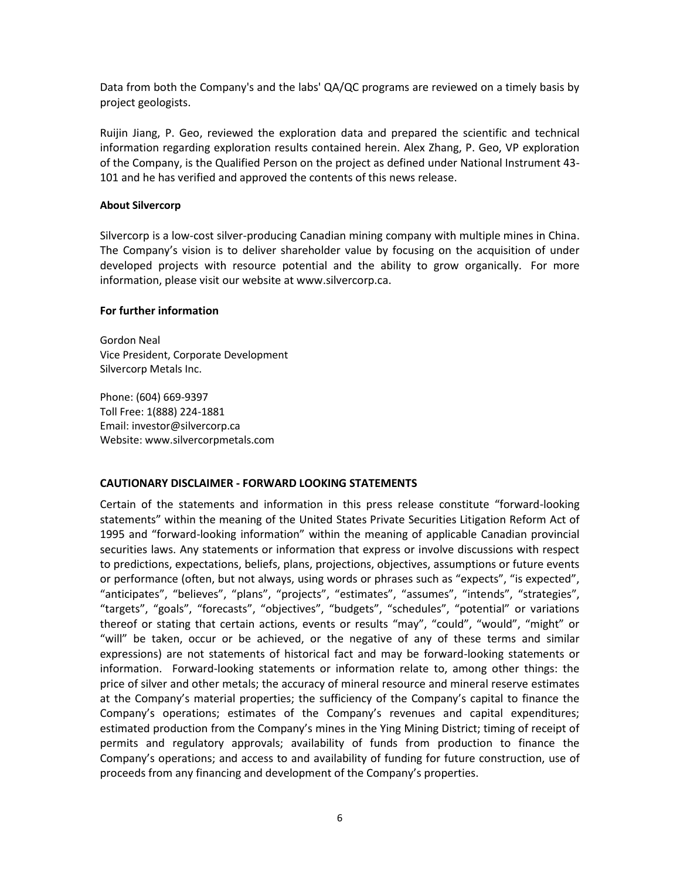Data from both the Company's and the labs' QA/QC programs are reviewed on a timely basis by project geologists.

Ruijin Jiang, P. Geo, reviewed the exploration data and prepared the scientific and technical information regarding exploration results contained herein. Alex Zhang, P. Geo, VP exploration of the Company, is the Qualified Person on the project as defined under National Instrument 43-101 and he has verified and approved the contents of this news release.

**About Silvercorp**

Silvercorp is a low-cost silver-producing Canadian mining company with multiple mines in China. The Company's vision is to deliver shareholder value by focusing on the acquisition of under developed projects with resource potential and the ability to grow organically. For more information, please visit our website at www.silvercorp.ca.

**For further information**

Gordon Neal
Vice President, Corporate Development
Silvercorp Metals Inc.

Phone: (604) 669-9397
Toll Free: 1(888) 224-1881
Email: investor@silvercorp.ca
Website: www.silvercorpmetals.com

**CAUTIONARY DISCLAIMER - FORWARD LOOKING STATEMENTS**

Certain of the statements and information in this press release constitute "forward-looking statements" within the meaning of the United States Private Securities Litigation Reform Act of 1995 and "forward-looking information" within the meaning of applicable Canadian provincial securities laws. Any statements or information that express or involve discussions with respect to predictions, expectations, beliefs, plans, projections, objectives, assumptions or future events or performance (often, but not always, using words or phrases such as "expects", "is expected", "anticipates", "believes", "plans", "projects", "estimates", "assumes", "intends", "strategies", "targets", "goals", "forecasts", "objectives", "budgets", "schedules", "potential" or variations thereof or stating that certain actions, events or results "may", "could", "would", "might" or "will" be taken, occur or be achieved, or the negative of any of these terms and similar expressions) are not statements of historical fact and may be forward-looking statements or information. Forward-looking statements or information relate to, among other things: the price of silver and other metals; the accuracy of mineral resource and mineral reserve estimates at the Company's material properties; the sufficiency of the Company's capital to finance the Company's operations; estimates of the Company's revenues and capital expenditures; estimated production from the Company's mines in the Ying Mining District; timing of receipt of permits and regulatory approvals; availability of funds from production to finance the Company's operations; and access to and availability of funding for future construction, use of proceeds from any financing and development of the Company's properties.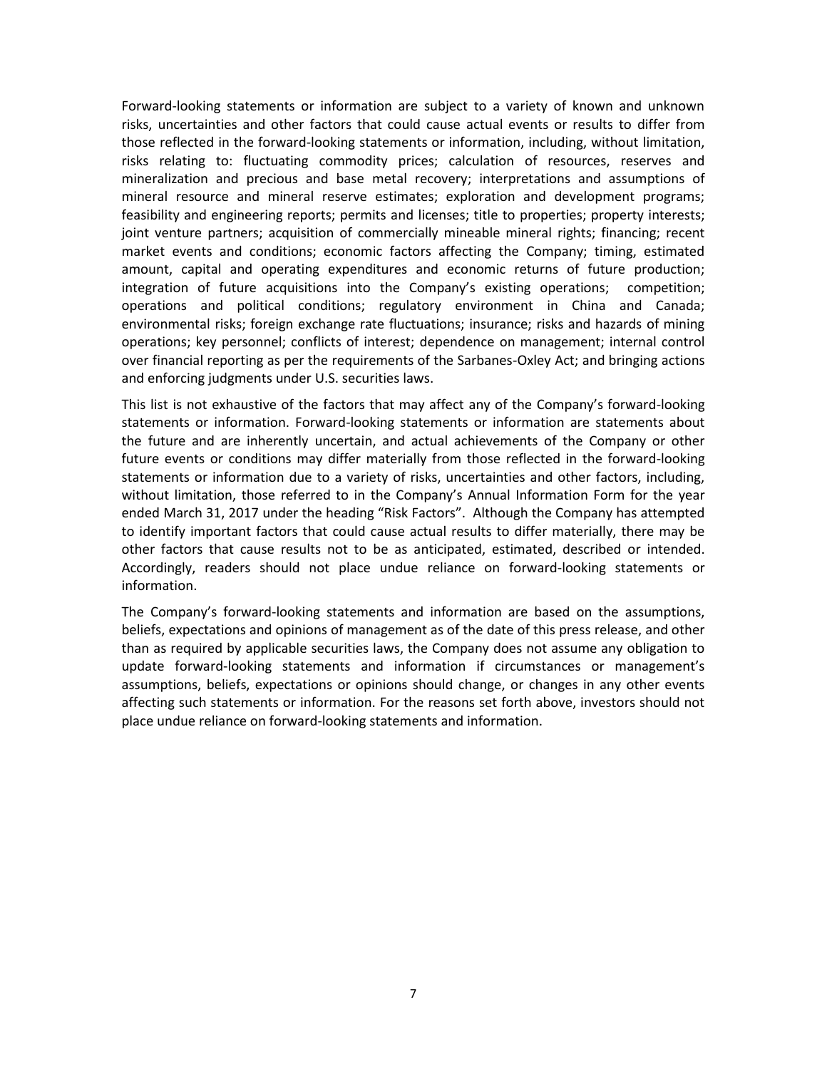Forward-looking statements or information are subject to a variety of known and unknown risks, uncertainties and other factors that could cause actual events or results to differ from those reflected in the forward-looking statements or information, including, without limitation, risks relating to: fluctuating commodity prices; calculation of resources, reserves and mineralization and precious and base metal recovery; interpretations and assumptions of mineral resource and mineral reserve estimates; exploration and development programs; feasibility and engineering reports; permits and licenses; title to properties; property interests; joint venture partners; acquisition of commercially mineable mineral rights; financing; recent market events and conditions; economic factors affecting the Company; timing, estimated amount, capital and operating expenditures and economic returns of future production; integration of future acquisitions into the Company's existing operations; competition; operations and political conditions; regulatory environment in China and Canada; environmental risks; foreign exchange rate fluctuations; insurance; risks and hazards of mining operations; key personnel; conflicts of interest; dependence on management; internal control over financial reporting as per the requirements of the Sarbanes-Oxley Act; and bringing actions and enforcing judgments under U.S. securities laws.

This list is not exhaustive of the factors that may affect any of the Company's forward-looking statements or information. Forward-looking statements or information are statements about the future and are inherently uncertain, and actual achievements of the Company or other future events or conditions may differ materially from those reflected in the forward-looking statements or information due to a variety of risks, uncertainties and other factors, including, without limitation, those referred to in the Company's Annual Information Form for the year ended March 31, 2017 under the heading "Risk Factors". Although the Company has attempted to identify important factors that could cause actual results to differ materially, there may be other factors that cause results not to be as anticipated, estimated, described or intended. Accordingly, readers should not place undue reliance on forward-looking statements or information.

The Company's forward-looking statements and information are based on the assumptions, beliefs, expectations and opinions of management as of the date of this press release, and other than as required by applicable securities laws, the Company does not assume any obligation to update forward-looking statements and information if circumstances or management's assumptions, beliefs, expectations or opinions should change, or changes in any other events affecting such statements or information. For the reasons set forth above, investors should not place undue reliance on forward-looking statements and information.